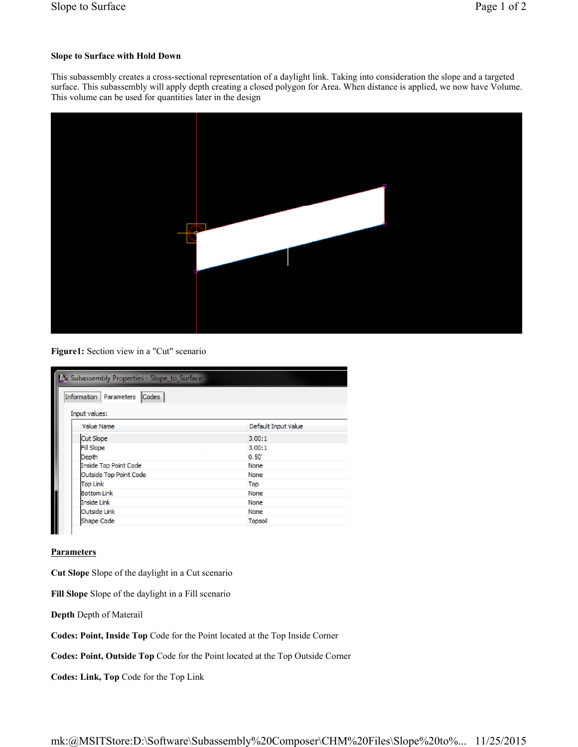**Slope to Surface with Hold Down**

This subassembly creates a cross-sectional representation of a daylight link. Taking into consideration the slope and a targeted surface. This subassembly will apply depth creating a closed polygon for Area. When distance is applied, we now have Volume. This volume can be used for quantities later in the design

**Figure1:** Section view in a "Cut" scenario

Subassembly Properties - Slope_to_Surface

Information | Parameters | Codes

Input values:

| Value Name | Default Input Value |
|---|---|
| Cut Slope | 3.00:1 |
| Fill Slope | 3.00:1 |
| Depth | 0.50' |
| Inside Top Point Code | None |
| Outside Top Point Code | None |
| Top Link | Top |
| Bottom Link | None |
| Inside Link | None |
| Outside Link | None |
| Shape Code | Topsoil |

**Parameters**

**Cut Slope** Slope of the daylight in a Cut scenario

**Fill Slope** Slope of the daylight in a Fill scenario

**Depth** Depth of Materail

**Codes: Point, Inside Top** Code for the Point located at the Top Inside Corner

**Codes: Point, Outside Top** Code for the Point located at the Top Outside Corner

**Codes: Link, Top** Code for the Top Link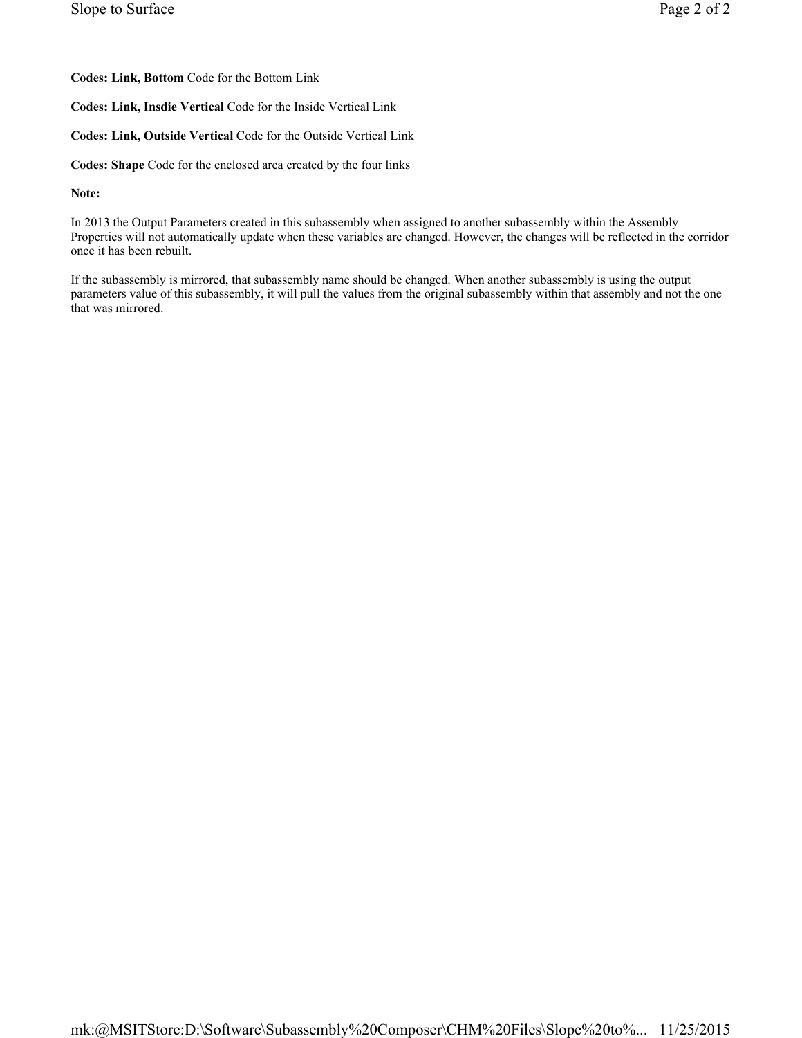**Codes: Link, Bottom** Code for the Bottom Link

**Codes: Link, Insdie Vertical** Code for the Inside Vertical Link

**Codes: Link, Outside Vertical** Code for the Outside Vertical Link

**Codes: Shape** Code for the enclosed area created by the four links

**Note:**

In 2013 the Output Parameters created in this subassembly when assigned to another subassembly within the Assembly Properties will not automatically update when these variables are changed. However, the changes will be reflected in the corridor once it has been rebuilt.

If the subassembly is mirrored, that subassembly name should be changed. When another subassembly is using the output parameters value of this subassembly, it will pull the values from the original subassembly within that assembly and not the one that was mirrored.